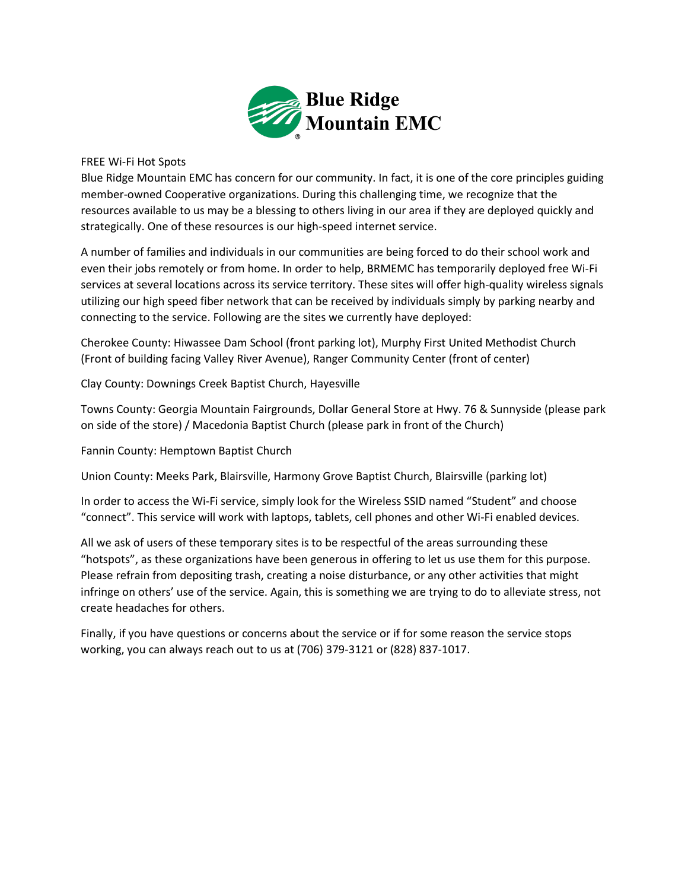# Blue Ridge Mountain EMC

FREE Wi-Fi Hot Spots

Blue Ridge Mountain EMC has concern for our community. In fact, it is one of the core principles guiding member-owned Cooperative organizations. During this challenging time, we recognize that the resources available to us may be a blessing to others living in our area if they are deployed quickly and strategically. One of these resources is our high-speed internet service.

A number of families and individuals in our communities are being forced to do their school work and even their jobs remotely or from home. In order to help, BRMEMC has temporarily deployed free Wi-Fi services at several locations across its service territory. These sites will offer high-quality wireless signals utilizing our high speed fiber network that can be received by individuals simply by parking nearby and connecting to the service. Following are the sites we currently have deployed:

Cherokee County: Hiwassee Dam School (front parking lot), Murphy First United Methodist Church (Front of building facing Valley River Avenue), Ranger Community Center (front of center)

Clay County: Downings Creek Baptist Church, Hayesville

Towns County: Georgia Mountain Fairgrounds, Dollar General Store at Hwy. 76 & Sunnyside (please park on side of the store) / Macedonia Baptist Church (please park in front of the Church)

Fannin County: Hemptown Baptist Church

Union County: Meeks Park, Blairsville, Harmony Grove Baptist Church, Blairsville (parking lot)

In order to access the Wi-Fi service, simply look for the Wireless SSID named "Student" and choose "connect". This service will work with laptops, tablets, cell phones and other Wi-Fi enabled devices.

All we ask of users of these temporary sites is to be respectful of the areas surrounding these "hotspots", as these organizations have been generous in offering to let us use them for this purpose. Please refrain from depositing trash, creating a noise disturbance, or any other activities that might infringe on others' use of the service. Again, this is something we are trying to do to alleviate stress, not create headaches for others.

Finally, if you have questions or concerns about the service or if for some reason the service stops working, you can always reach out to us at (706) 379-3121 or (828) 837-1017.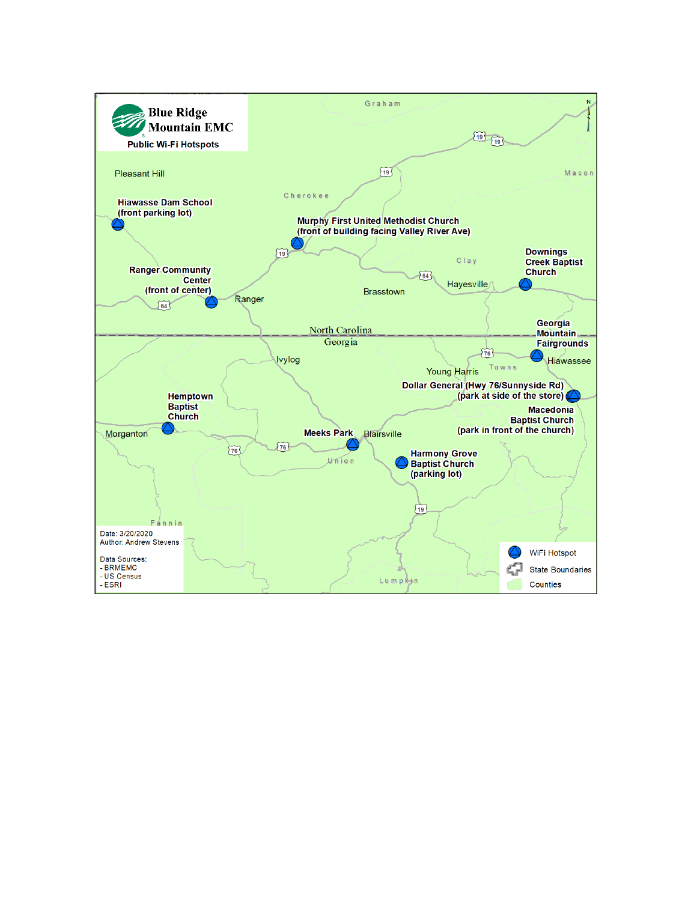Blue Ridge Mountain EMC

Public Wi-Fi Hotspots

Graham

19

19

19

Macon

Pleasant Hill

Cherokee

Hiawasse Dam School (front parking lot)

Murphy First United Methodist Church (front of building facing Valley River Ave)

19

Clay

Downings Creek Baptist Church

Ranger Community Center (front of center)

64

Hayesville

64

Ranger

Brasstown

North Carolina

Georgia

Georgia Mountain Fairgrounds

76

Hiawassee

Ivylog

Young Harris

Towns

Dollar General (Hwy 76/Sunnyside Rd) (park at side of the store)

Hemptown Baptist Church

Macedonia Baptist Church (park in front of the church)

Morganton

Meeks Park

Blairsville

76

76

Union

Harmony Grove Baptist Church (parking lot)

19

Fannin

Date: 3/20/2020
Author: Andrew Stevens

Data Sources:
- BRMEMC
- US Census
- ESRI

Lumpkin

WiFi Hotspot

State Boundaries

Counties